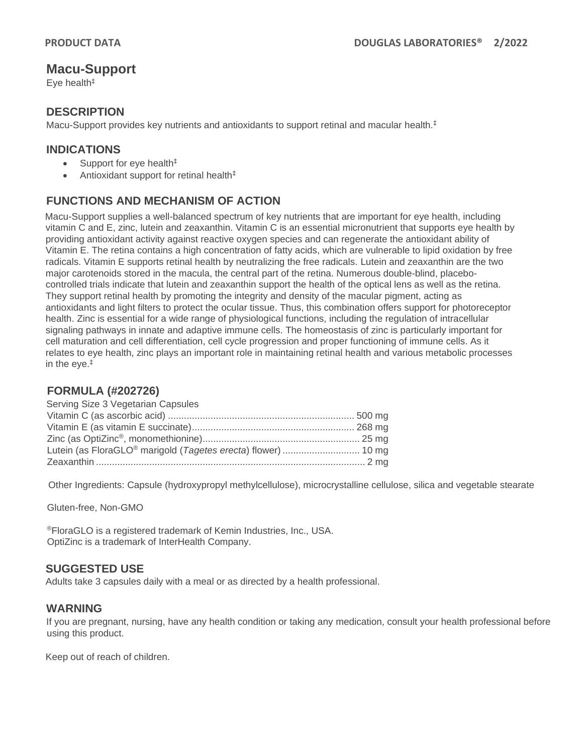PRODUCT DATA DOUGLAS LABORATORIES® 2/2022

# Macu-Support

Eye health‡

## DESCRIPTION

Macu-Support provides key nutrients and antioxidants to support retinal and macular health.‡

## INDICATIONS

- Support for eye health‡
- Antioxidant support for retinal health‡

## FUNCTIONS AND MECHANISM OF ACTION

Macu-Support supplies a well-balanced spectrum of key nutrients that are important for eye health, including vitamin C and E, zinc, lutein and zeaxanthin. Vitamin C is an essential micronutrient that supports eye health by providing antioxidant activity against reactive oxygen species and can regenerate the antioxidant ability of Vitamin E. The retina contains a high concentration of fatty acids, which are vulnerable to lipid oxidation by free radicals. Vitamin E supports retinal health by neutralizing the free radicals. Lutein and zeaxanthin are the two major carotenoids stored in the macula, the central part of the retina. Numerous double-blind, placebo-controlled trials indicate that lutein and zeaxanthin support the health of the optical lens as well as the retina. They support retinal health by promoting the integrity and density of the macular pigment, acting as antioxidants and light filters to protect the ocular tissue. Thus, this combination offers support for photoreceptor health. Zinc is essential for a wide range of physiological functions, including the regulation of intracellular signaling pathways in innate and adaptive immune cells. The homeostasis of zinc is particularly important for cell maturation and cell differentiation, cell cycle progression and proper functioning of immune cells. As it relates to eye health, zinc plays an important role in maintaining retinal health and various metabolic processes in the eye.‡

## FORMULA (#202726)

Serving Size 3 Vegetarian Capsules

| Ingredient | Amount |
|---|---|
| Vitamin C (as ascorbic acid) | 500 mg |
| Vitamin E (as vitamin E succinate) | 268 mg |
| Zinc (as OptiZinc®, monomethionine) | 25 mg |
| Lutein (as FloraGLO® marigold (*Tagetes erecta*) flower) | 10 mg |
| Zeaxanthin | 2 mg |

Other Ingredients: Capsule (hydroxypropyl methylcellulose), microcrystalline cellulose, silica and vegetable stearate

Gluten-free, Non-GMO

®FloraGLO is a registered trademark of Kemin Industries, Inc., USA.
OptiZinc is a trademark of InterHealth Company.

## SUGGESTED USE

Adults take 3 capsules daily with a meal or as directed by a health professional.

## WARNING

If you are pregnant, nursing, have any health condition or taking any medication, consult your health professional before using this product.

Keep out of reach of children.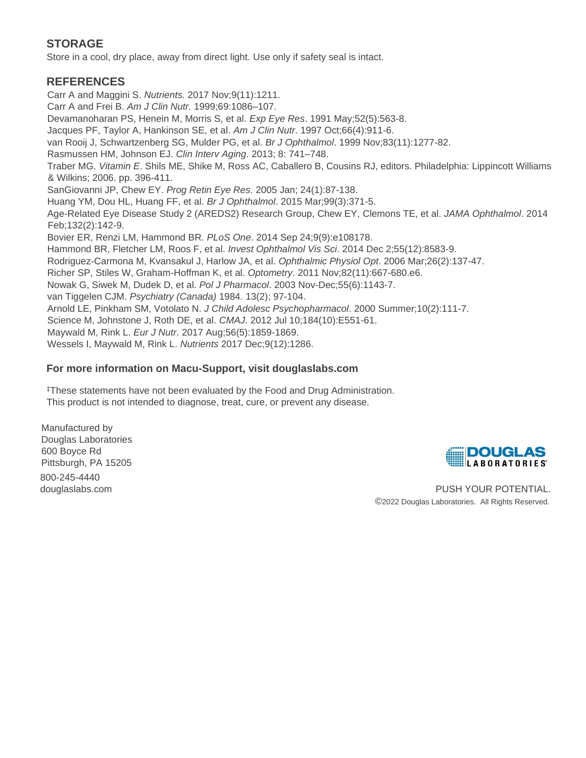## STORAGE

Store in a cool, dry place, away from direct light. Use only if safety seal is intact.

## REFERENCES

Carr A and Maggini S. *Nutrients.* 2017 Nov;9(11):1211.
Carr A and Frei B. *Am J Clin Nutr.* 1999;69:1086–107.
Devamanoharan PS, Henein M, Morris S, et al. *Exp Eye Res*. 1991 May;52(5):563-8.
Jacques PF, Taylor A, Hankinson SE, et al. *Am J Clin Nutr*. 1997 Oct;66(4):911-6.
van Rooij J, Schwartzenberg SG, Mulder PG, et al. *Br J Ophthalmol*. 1999 Nov;83(11):1277-82.
Rasmussen HM, Johnson EJ. *Clin Interv Aging*. 2013; 8: 741–748.
Traber MG. *Vitamin E*. Shils ME, Shike M, Ross AC, Caballero B, Cousins RJ, editors. Philadelphia: Lippincott Williams & Wilkins; 2006. pp. 396-411.
SanGiovanni JP, Chew EY. *Prog Retin Eye Res*. 2005 Jan; 24(1):87-138.
Huang YM, Dou HL, Huang FF, et al. *Br J Ophthalmol*. 2015 Mar;99(3):371-5.
Age-Related Eye Disease Study 2 (AREDS2) Research Group, Chew EY, Clemons TE, et al. *JAMA Ophthalmol*. 2014 Feb;132(2):142-9.
Bovier ER, Renzi LM, Hammond BR. *PLoS One*. 2014 Sep 24;9(9):e108178.
Hammond BR, Fletcher LM, Roos F, et al. *Invest Ophthalmol Vis Sci*. 2014 Dec 2;55(12):8583-9.
Rodriguez-Carmona M, Kvansakul J, Harlow JA, et al. *Ophthalmic Physiol Opt*. 2006 Mar;26(2):137-47.
Richer SP, Stiles W, Graham-Hoffman K, et al. *Optometry*. 2011 Nov;82(11):667-680.e6.
Nowak G, Siwek M, Dudek D, et al. *Pol J Pharmacol*. 2003 Nov-Dec;55(6):1143-7.
van Tiggelen CJM. *Psychiatry (Canada)* 1984. 13(2); 97-104.
Arnold LE, Pinkham SM, Votolato N. *J Child Adolesc Psychopharmacol*. 2000 Summer;10(2):111-7.
Science M, Johnstone J, Roth DE, et al. *CMAJ*. 2012 Jul 10;184(10):E551-61.
Maywald M, Rink L. *Eur J Nutr*. 2017 Aug;56(5):1859-1869.
Wessels I, Maywald M, Rink L. *Nutrients* 2017 Dec;9(12):1286.

**For more information on Macu-Support, visit douglaslabs.com**

‡These statements have not been evaluated by the Food and Drug Administration.
This product is not intended to diagnose, treat, cure, or prevent any disease.

Manufactured by
Douglas Laboratories
600 Boyce Rd
Pittsburgh, PA 15205
800-245-4440
douglaslabs.com

DOUGLAS LABORATORIES®

PUSH YOUR POTENTIAL.
©2022 Douglas Laboratories. All Rights Reserved.